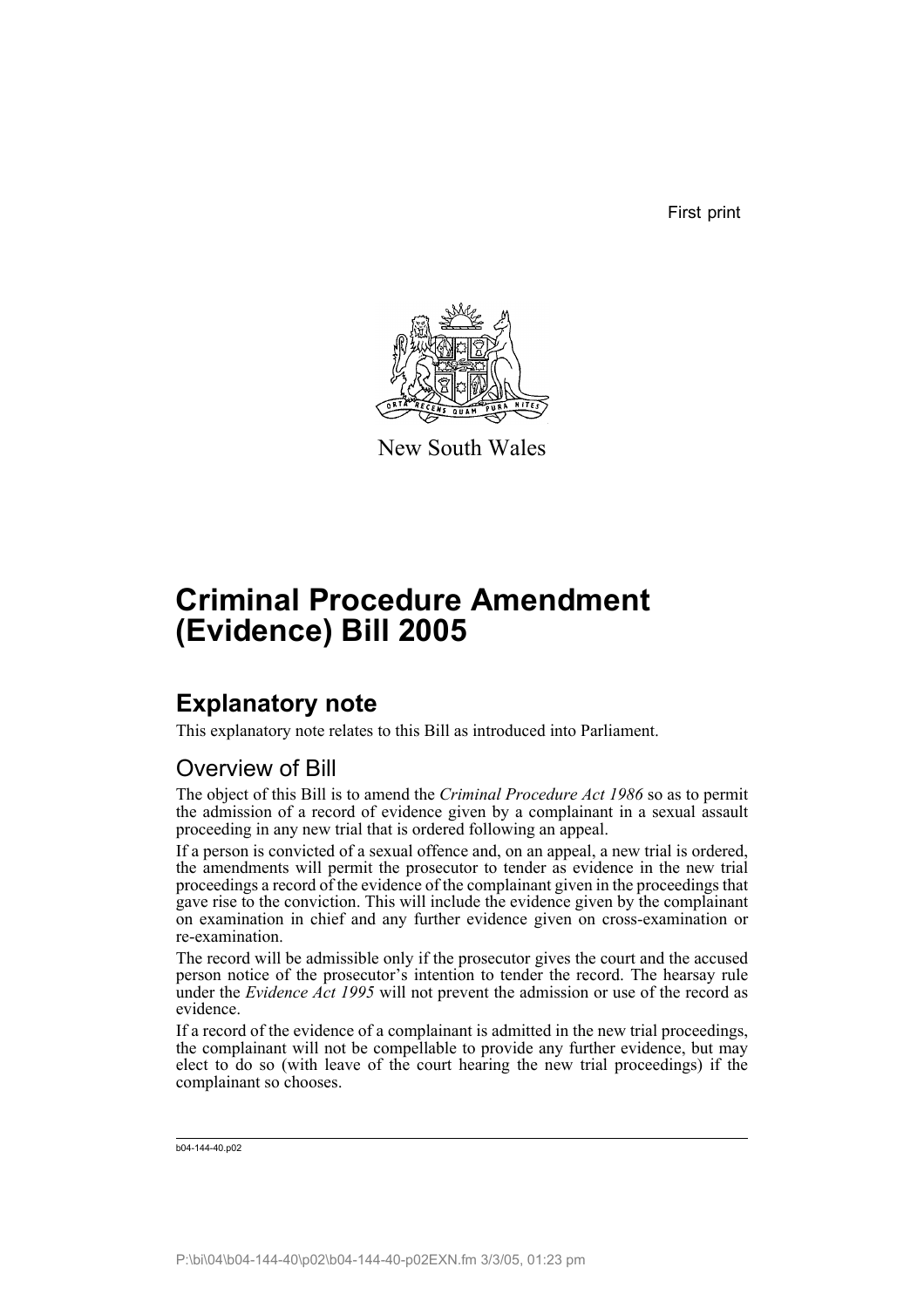First print

New South Wales

# Criminal Procedure Amendment (Evidence) Bill 2005

## Explanatory note

This explanatory note relates to this Bill as introduced into Parliament.

### Overview of Bill

The object of this Bill is to amend the *Criminal Procedure Act 1986* so as to permit the admission of a record of evidence given by a complainant in a sexual assault proceeding in any new trial that is ordered following an appeal.

If a person is convicted of a sexual offence and, on an appeal, a new trial is ordered, the amendments will permit the prosecutor to tender as evidence in the new trial proceedings a record of the evidence of the complainant given in the proceedings that gave rise to the conviction. This will include the evidence given by the complainant on examination in chief and any further evidence given on cross-examination or re-examination.

The record will be admissible only if the prosecutor gives the court and the accused person notice of the prosecutor's intention to tender the record. The hearsay rule under the *Evidence Act 1995* will not prevent the admission or use of the record as evidence.

If a record of the evidence of a complainant is admitted in the new trial proceedings, the complainant will not be compellable to provide any further evidence, but may elect to do so (with leave of the court hearing the new trial proceedings) if the complainant so chooses.

b04-144-40.p02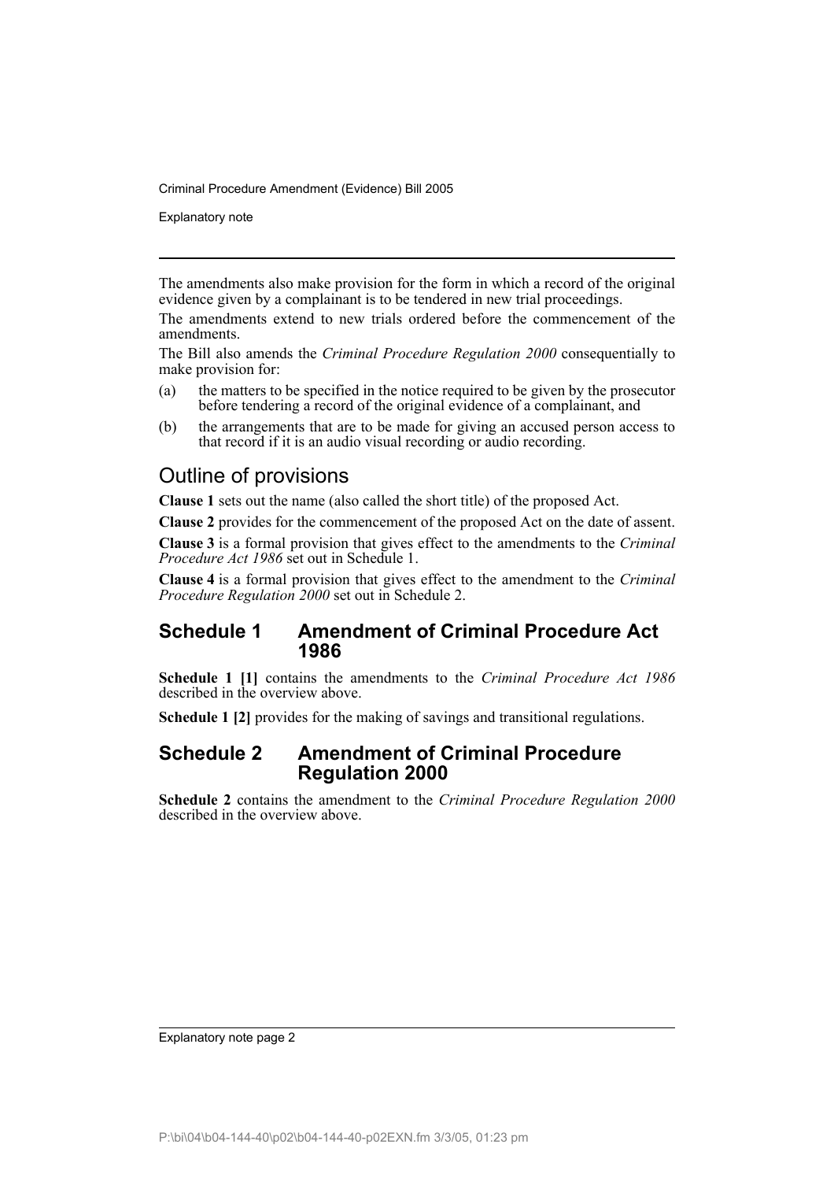The amendments also make provision for the form in which a record of the original evidence given by a complainant is to be tendered in new trial proceedings.

The amendments extend to new trials ordered before the commencement of the amendments.

The Bill also amends the *Criminal Procedure Regulation 2000* consequentially to make provision for:

(a) the matters to be specified in the notice required to be given by the prosecutor before tendering a record of the original evidence of a complainant, and

(b) the arrangements that are to be made for giving an accused person access to that record if it is an audio visual recording or audio recording.

## Outline of provisions

**Clause 1** sets out the name (also called the short title) of the proposed Act.

**Clause 2** provides for the commencement of the proposed Act on the date of assent.

**Clause 3** is a formal provision that gives effect to the amendments to the *Criminal Procedure Act 1986* set out in Schedule 1.

**Clause 4** is a formal provision that gives effect to the amendment to the *Criminal Procedure Regulation 2000* set out in Schedule 2.

### Schedule 1 Amendment of Criminal Procedure Act 1986

**Schedule 1 [1]** contains the amendments to the *Criminal Procedure Act 1986* described in the overview above.

**Schedule 1 [2]** provides for the making of savings and transitional regulations.

### Schedule 2 Amendment of Criminal Procedure Regulation 2000

**Schedule 2** contains the amendment to the *Criminal Procedure Regulation 2000* described in the overview above.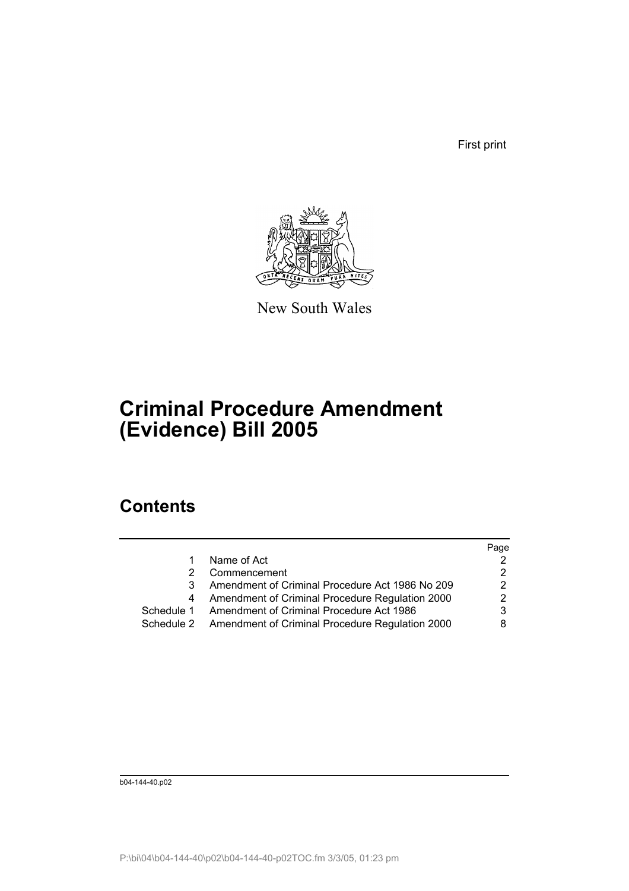First print

New South Wales

# Criminal Procedure Amendment (Evidence) Bill 2005

## Contents

| | | Page |
|---|---|---|
| 1 | Name of Act | 2 |
| 2 | Commencement | 2 |
| 3 | Amendment of Criminal Procedure Act 1986 No 209 | 2 |
| 4 | Amendment of Criminal Procedure Regulation 2000 | 2 |
| Schedule 1 | Amendment of Criminal Procedure Act 1986 | 3 |
| Schedule 2 | Amendment of Criminal Procedure Regulation 2000 | 8 |

b04-144-40.p02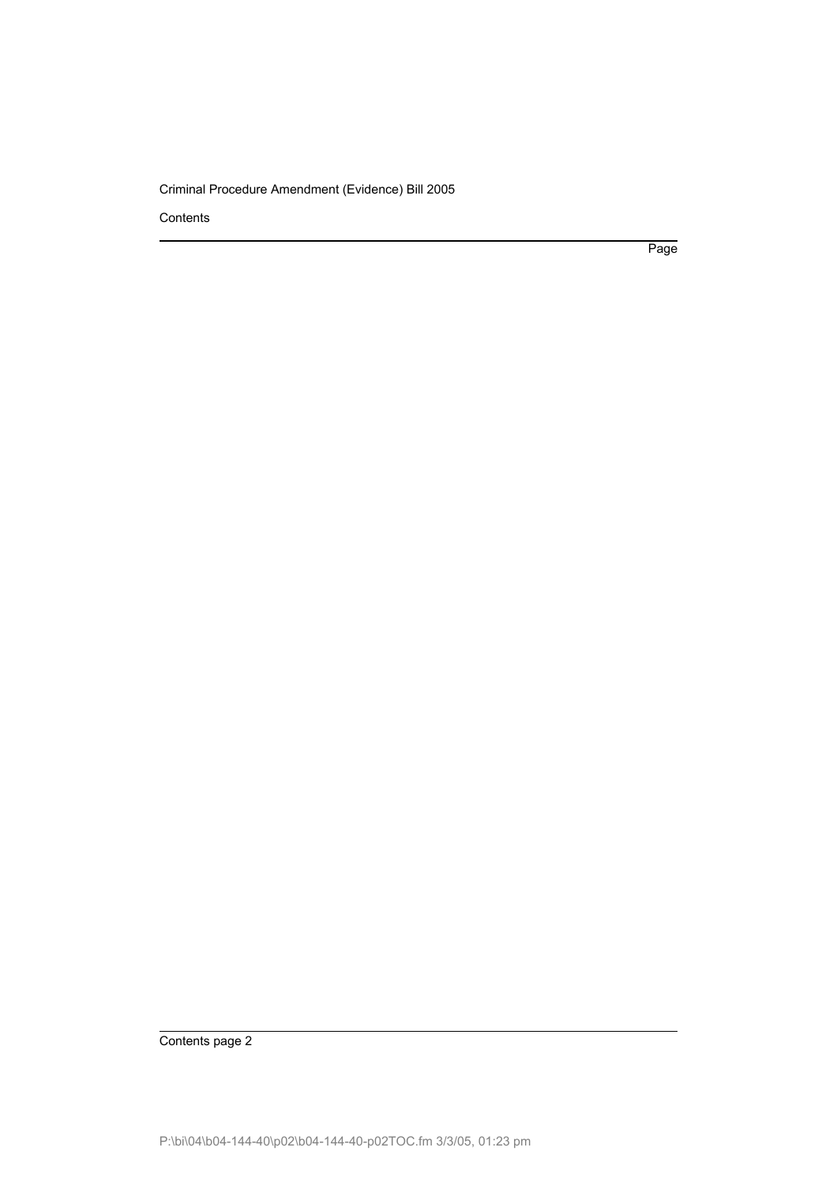Contents

Page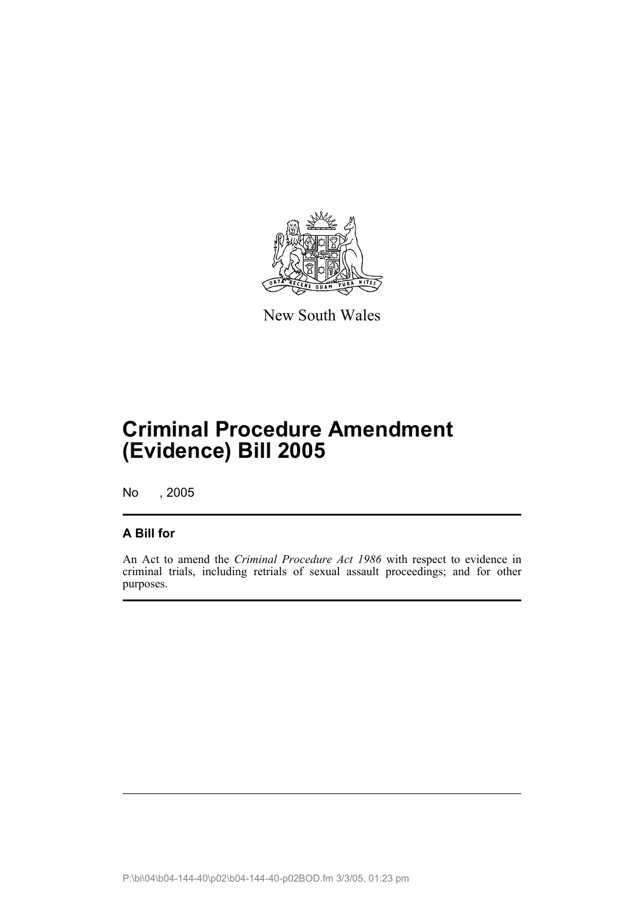New South Wales

# Criminal Procedure Amendment (Evidence) Bill 2005

No , 2005

## A Bill for

An Act to amend the *Criminal Procedure Act 1986* with respect to evidence in criminal trials, including retrials of sexual assault proceedings; and for other purposes.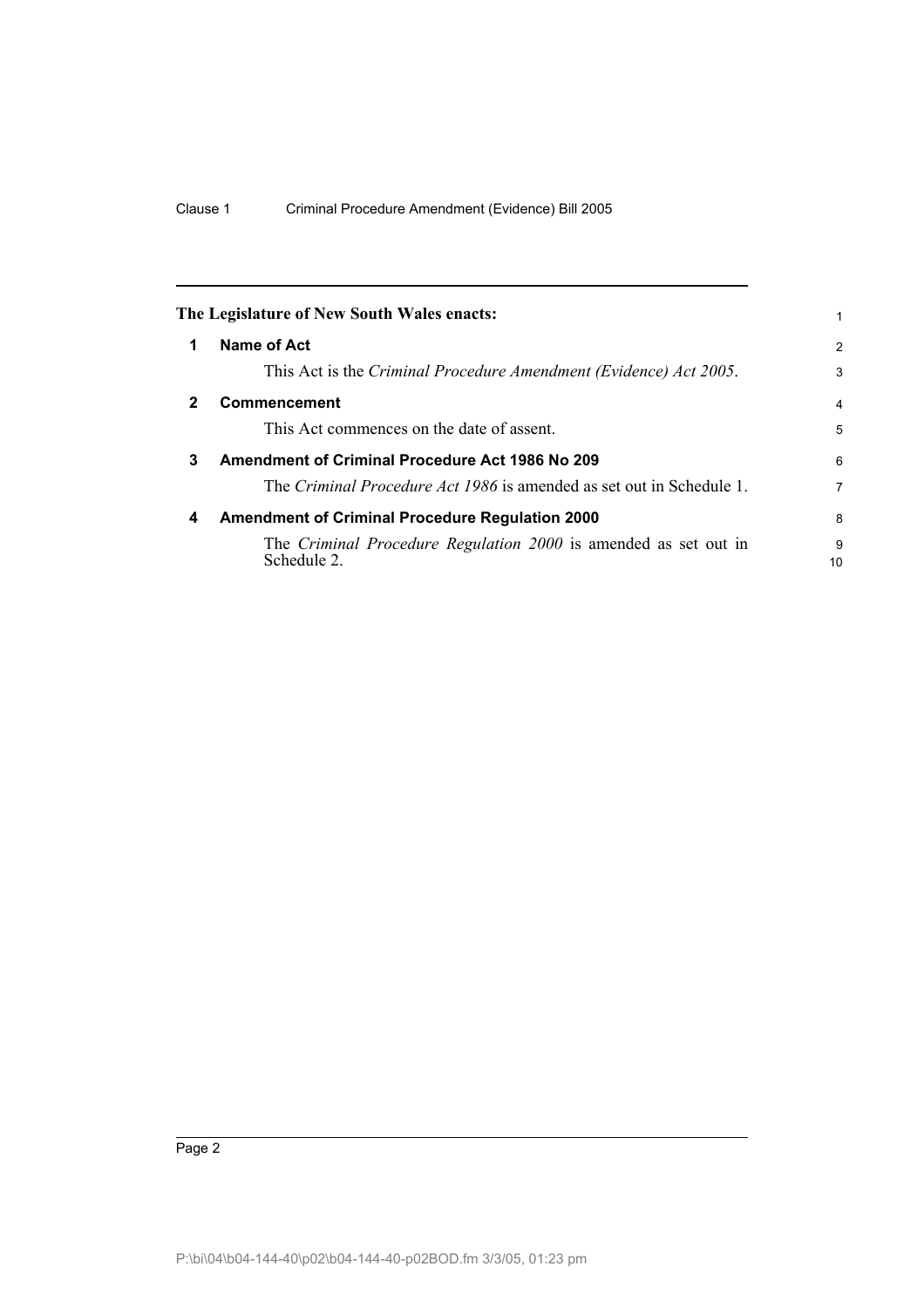The Legislature of New South Wales enacts:

## 1 Name of Act

This Act is the *Criminal Procedure Amendment (Evidence) Act 2005*.

## 2 Commencement

This Act commences on the date of assent.

## 3 Amendment of Criminal Procedure Act 1986 No 209

The *Criminal Procedure Act 1986* is amended as set out in Schedule 1.

## 4 Amendment of Criminal Procedure Regulation 2000

The *Criminal Procedure Regulation 2000* is amended as set out in Schedule 2.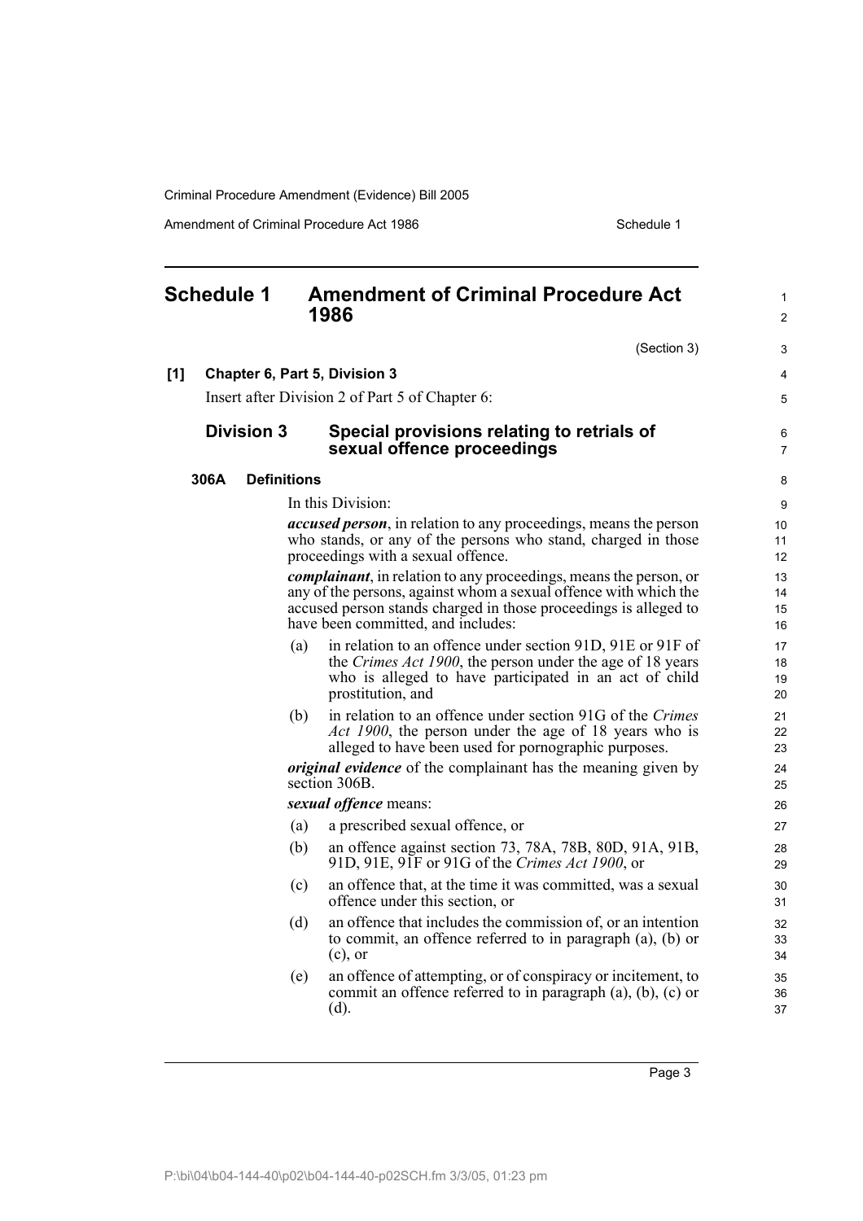# Schedule 1 Amendment of Criminal Procedure Act 1986

(Section 3)

**[1] Chapter 6, Part 5, Division 3**

Insert after Division 2 of Part 5 of Chapter 6:

## Division 3 Special provisions relating to retrials of sexual offence proceedings

### 306A Definitions

In this Division:

***accused person***, in relation to any proceedings, means the person who stands, or any of the persons who stand, charged in those proceedings with a sexual offence.

***complainant***, in relation to any proceedings, means the person, or any of the persons, against whom a sexual offence with which the accused person stands charged in those proceedings is alleged to have been committed, and includes:

(a) in relation to an offence under section 91D, 91E or 91F of the *Crimes Act 1900*, the person under the age of 18 years who is alleged to have participated in an act of child prostitution, and

(b) in relation to an offence under section 91G of the *Crimes Act 1900*, the person under the age of 18 years who is alleged to have been used for pornographic purposes.

***original evidence*** of the complainant has the meaning given by section 306B.

***sexual offence*** means:

(a) a prescribed sexual offence, or

(b) an offence against section 73, 78A, 78B, 80D, 91A, 91B, 91D, 91E, 91F or 91G of the *Crimes Act 1900*, or

(c) an offence that, at the time it was committed, was a sexual offence under this section, or

(d) an offence that includes the commission of, or an intention to commit, an offence referred to in paragraph (a), (b) or (c), or

(e) an offence of attempting, or of conspiracy or incitement, to commit an offence referred to in paragraph (a), (b), (c) or (d).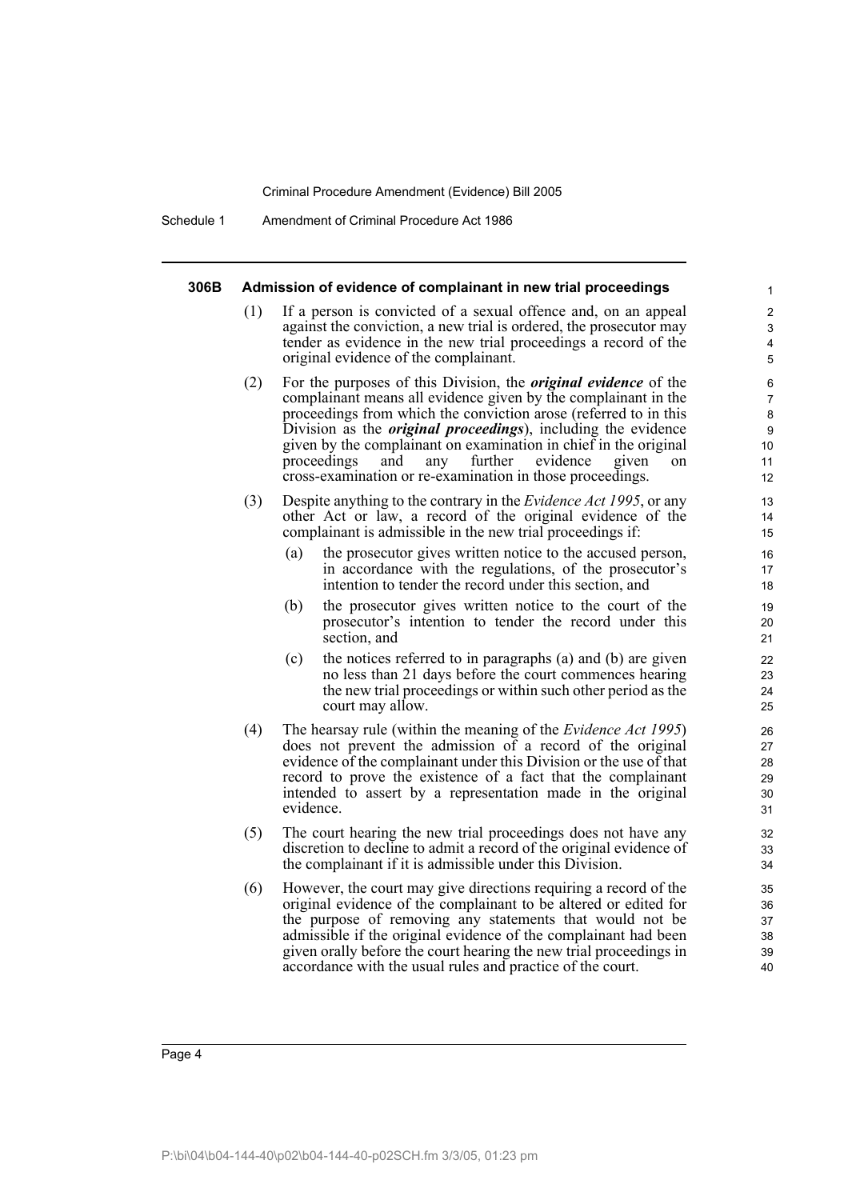#### 306B Admission of evidence of complainant in new trial proceedings

(1) If a person is convicted of a sexual offence and, on an appeal against the conviction, a new trial is ordered, the prosecutor may tender as evidence in the new trial proceedings a record of the original evidence of the complainant.

(2) For the purposes of this Division, the ***original evidence*** of the complainant means all evidence given by the complainant in the proceedings from which the conviction arose (referred to in this Division as the ***original proceedings***), including the evidence given by the complainant on examination in chief in the original proceedings and any further evidence given on cross-examination or re-examination in those proceedings.

(3) Despite anything to the contrary in the *Evidence Act 1995*, or any other Act or law, a record of the original evidence of the complainant is admissible in the new trial proceedings if:

- (a) the prosecutor gives written notice to the accused person, in accordance with the regulations, of the prosecutor's intention to tender the record under this section, and
- (b) the prosecutor gives written notice to the court of the prosecutor's intention to tender the record under this section, and
- (c) the notices referred to in paragraphs (a) and (b) are given no less than 21 days before the court commences hearing the new trial proceedings or within such other period as the court may allow.

(4) The hearsay rule (within the meaning of the *Evidence Act 1995*) does not prevent the admission of a record of the original evidence of the complainant under this Division or the use of that record to prove the existence of a fact that the complainant intended to assert by a representation made in the original evidence.

(5) The court hearing the new trial proceedings does not have any discretion to decline to admit a record of the original evidence of the complainant if it is admissible under this Division.

(6) However, the court may give directions requiring a record of the original evidence of the complainant to be altered or edited for the purpose of removing any statements that would not be admissible if the original evidence of the complainant had been given orally before the court hearing the new trial proceedings in accordance with the usual rules and practice of the court.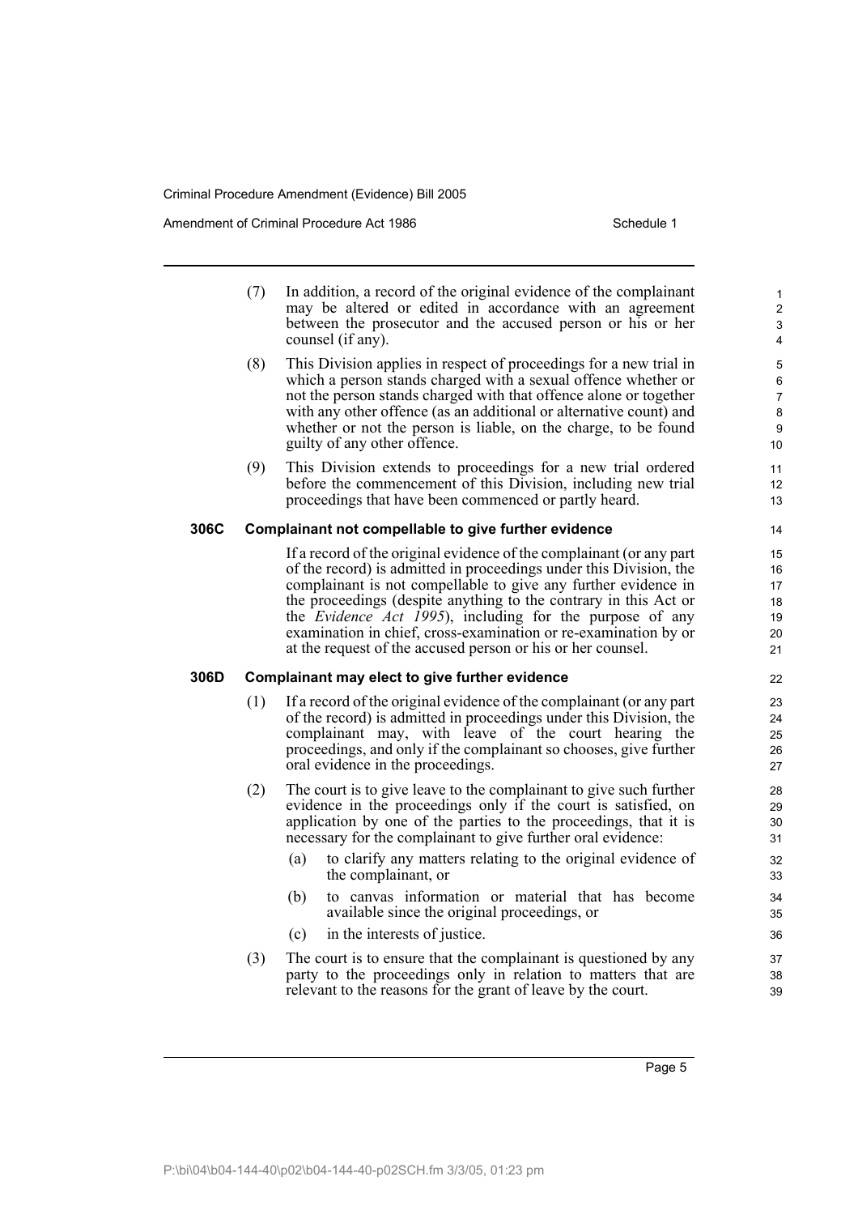(7) In addition, a record of the original evidence of the complainant may be altered or edited in accordance with an agreement between the prosecutor and the accused person or his or her counsel (if any).

(8) This Division applies in respect of proceedings for a new trial in which a person stands charged with a sexual offence whether or not the person stands charged with that offence alone or together with any other offence (as an additional or alternative count) and whether or not the person is liable, on the charge, to be found guilty of any other offence.

(9) This Division extends to proceedings for a new trial ordered before the commencement of this Division, including new trial proceedings that have been commenced or partly heard.

**306C Complainant not compellable to give further evidence**

If a record of the original evidence of the complainant (or any part of the record) is admitted in proceedings under this Division, the complainant is not compellable to give any further evidence in the proceedings (despite anything to the contrary in this Act or the *Evidence Act 1995*), including for the purpose of any examination in chief, cross-examination or re-examination by or at the request of the accused person or his or her counsel.

**306D Complainant may elect to give further evidence**

(1) If a record of the original evidence of the complainant (or any part of the record) is admitted in proceedings under this Division, the complainant may, with leave of the court hearing the proceedings, and only if the complainant so chooses, give further oral evidence in the proceedings.

(2) The court is to give leave to the complainant to give such further evidence in the proceedings only if the court is satisfied, on application by one of the parties to the proceedings, that it is necessary for the complainant to give further oral evidence:

(a) to clarify any matters relating to the original evidence of the complainant, or

(b) to canvas information or material that has become available since the original proceedings, or

(c) in the interests of justice.

(3) The court is to ensure that the complainant is questioned by any party to the proceedings only in relation to matters that are relevant to the reasons for the grant of leave by the court.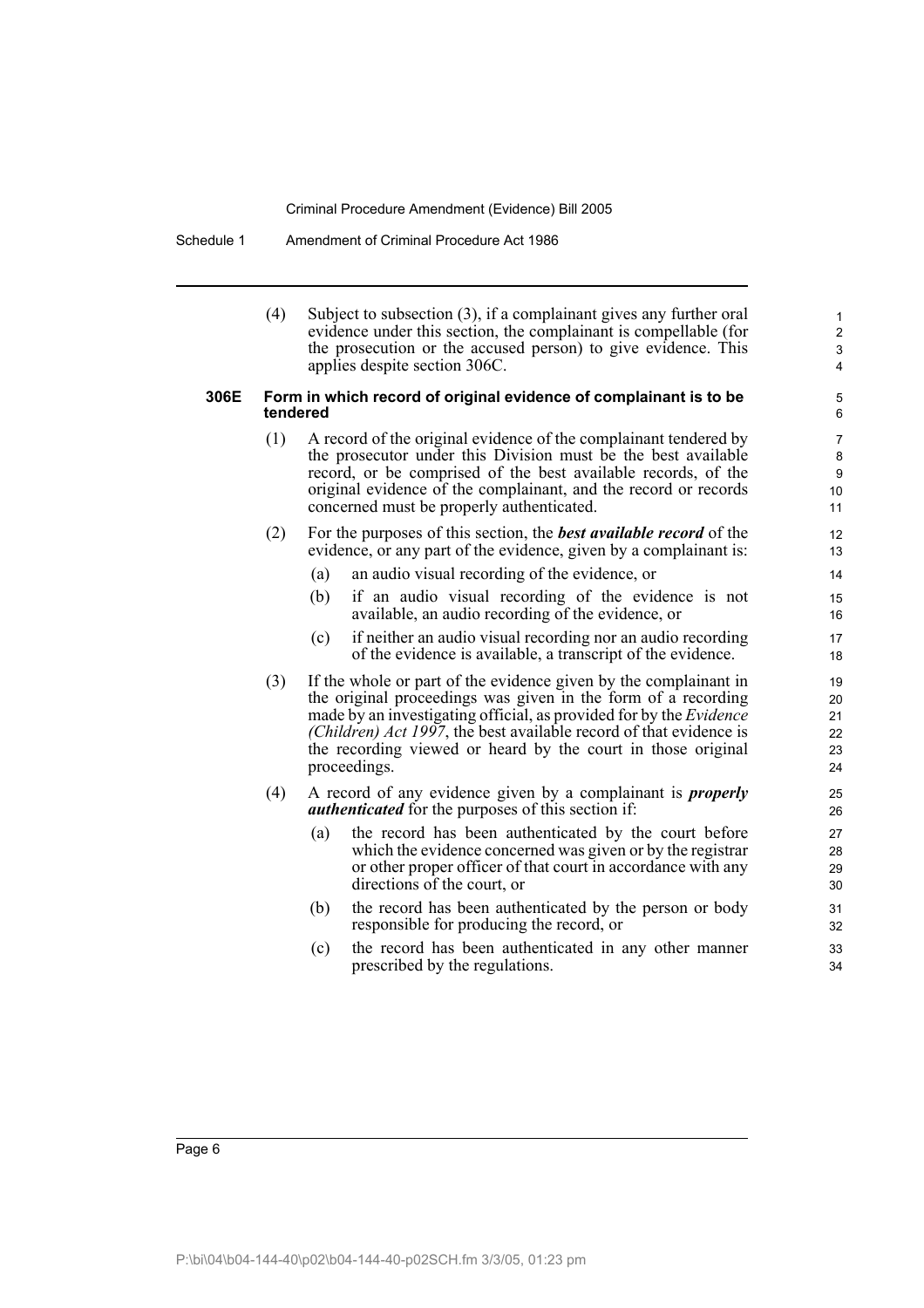(4) Subject to subsection (3), if a complainant gives any further oral evidence under this section, the complainant is compellable (for the prosecution or the accused person) to give evidence. This applies despite section 306C.

### 306E Form in which record of original evidence of complainant is to be tendered

(1) A record of the original evidence of the complainant tendered by the prosecutor under this Division must be the best available record, or be comprised of the best available records, of the original evidence of the complainant, and the record or records concerned must be properly authenticated.

(2) For the purposes of this section, the ***best available record*** of the evidence, or any part of the evidence, given by a complainant is:

- (a) an audio visual recording of the evidence, or
- (b) if an audio visual recording of the evidence is not available, an audio recording of the evidence, or
- (c) if neither an audio visual recording nor an audio recording of the evidence is available, a transcript of the evidence.

(3) If the whole or part of the evidence given by the complainant in the original proceedings was given in the form of a recording made by an investigating official, as provided for by the *Evidence (Children) Act 1997*, the best available record of that evidence is the recording viewed or heard by the court in those original proceedings.

(4) A record of any evidence given by a complainant is ***properly authenticated*** for the purposes of this section if:

- (a) the record has been authenticated by the court before which the evidence concerned was given or by the registrar or other proper officer of that court in accordance with any directions of the court, or
- (b) the record has been authenticated by the person or body responsible for producing the record, or
- (c) the record has been authenticated in any other manner prescribed by the regulations.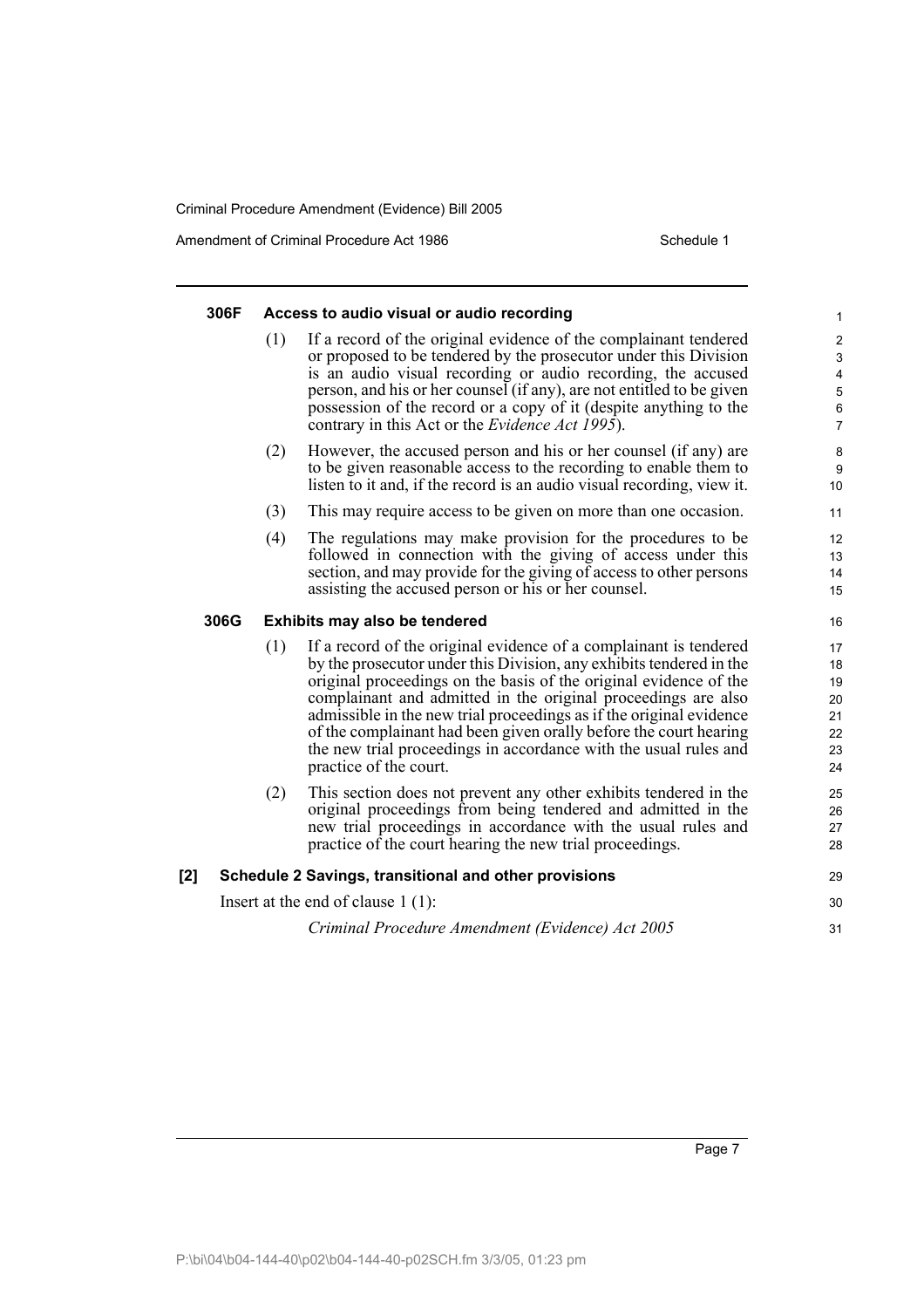**306F Access to audio visual or audio recording**

(1) If a record of the original evidence of the complainant tendered or proposed to be tendered by the prosecutor under this Division is an audio visual recording or audio recording, the accused person, and his or her counsel (if any), are not entitled to be given possession of the record or a copy of it (despite anything to the contrary in this Act or the *Evidence Act 1995*).

(2) However, the accused person and his or her counsel (if any) are to be given reasonable access to the recording to enable them to listen to it and, if the record is an audio visual recording, view it.

(3) This may require access to be given on more than one occasion.

(4) The regulations may make provision for the procedures to be followed in connection with the giving of access under this section, and may provide for the giving of access to other persons assisting the accused person or his or her counsel.

**306G Exhibits may also be tendered**

(1) If a record of the original evidence of a complainant is tendered by the prosecutor under this Division, any exhibits tendered in the original proceedings on the basis of the original evidence of the complainant and admitted in the original proceedings are also admissible in the new trial proceedings as if the original evidence of the complainant had been given orally before the court hearing the new trial proceedings in accordance with the usual rules and practice of the court.

(2) This section does not prevent any other exhibits tendered in the original proceedings from being tendered and admitted in the new trial proceedings in accordance with the usual rules and practice of the court hearing the new trial proceedings.

**[2] Schedule 2 Savings, transitional and other provisions**

Insert at the end of clause 1 (1):

*Criminal Procedure Amendment (Evidence) Act 2005*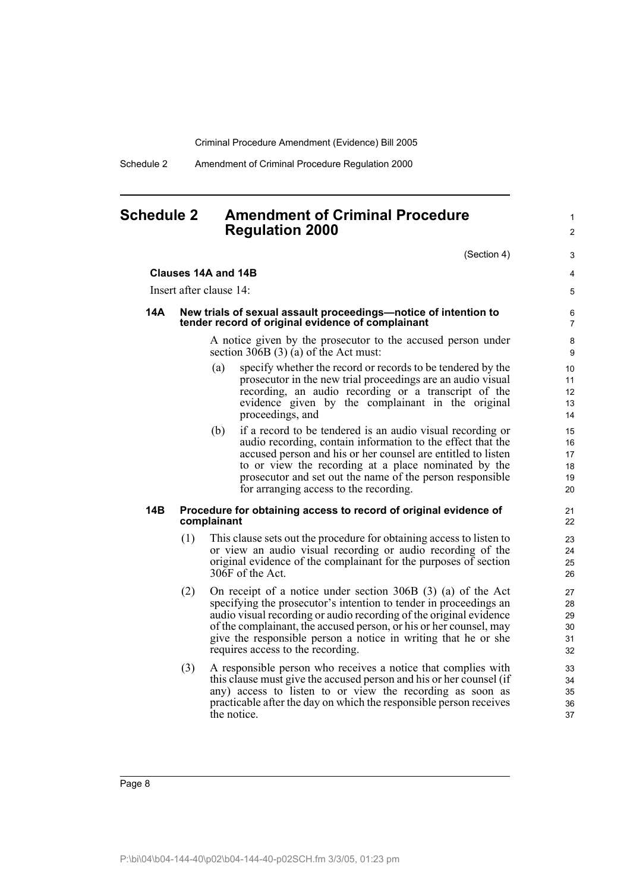# Schedule 2 Amendment of Criminal Procedure Regulation 2000

(Section 4)

**Clauses 14A and 14B**

Insert after clause 14:

**14A New trials of sexual assault proceedings—notice of intention to tender record of original evidence of complainant**

A notice given by the prosecutor to the accused person under section 306B (3) (a) of the Act must:

(a) specify whether the record or records to be tendered by the prosecutor in the new trial proceedings are an audio visual recording, an audio recording or a transcript of the evidence given by the complainant in the original proceedings, and

(b) if a record to be tendered is an audio visual recording or audio recording, contain information to the effect that the accused person and his or her counsel are entitled to listen to or view the recording at a place nominated by the prosecutor and set out the name of the person responsible for arranging access to the recording.

**14B Procedure for obtaining access to record of original evidence of complainant**

(1) This clause sets out the procedure for obtaining access to listen to or view an audio visual recording or audio recording of the original evidence of the complainant for the purposes of section 306F of the Act.

(2) On receipt of a notice under section 306B (3) (a) of the Act specifying the prosecutor's intention to tender in proceedings an audio visual recording or audio recording of the original evidence of the complainant, the accused person, or his or her counsel, may give the responsible person a notice in writing that he or she requires access to the recording.

(3) A responsible person who receives a notice that complies with this clause must give the accused person and his or her counsel (if any) access to listen to or view the recording as soon as practicable after the day on which the responsible person receives the notice.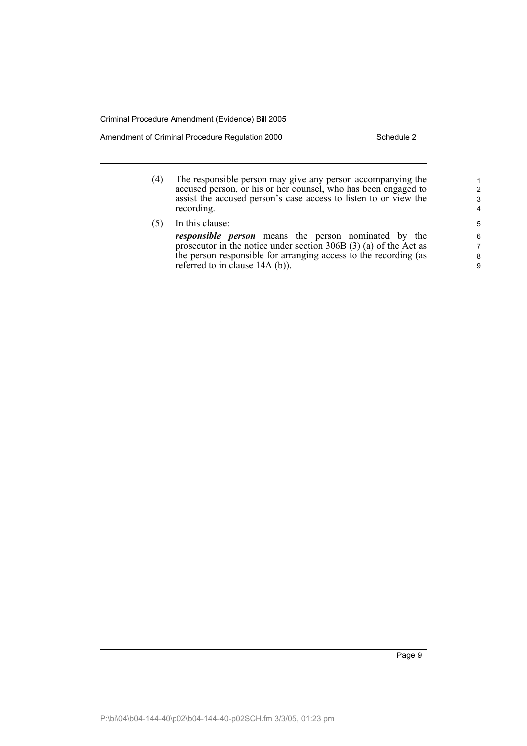(4) The responsible person may give any person accompanying the accused person, or his or her counsel, who has been engaged to assist the accused person's case access to listen to or view the recording.

(5) In this clause:

***responsible person*** means the person nominated by the prosecutor in the notice under section 306B (3) (a) of the Act as the person responsible for arranging access to the recording (as referred to in clause 14A (b)).